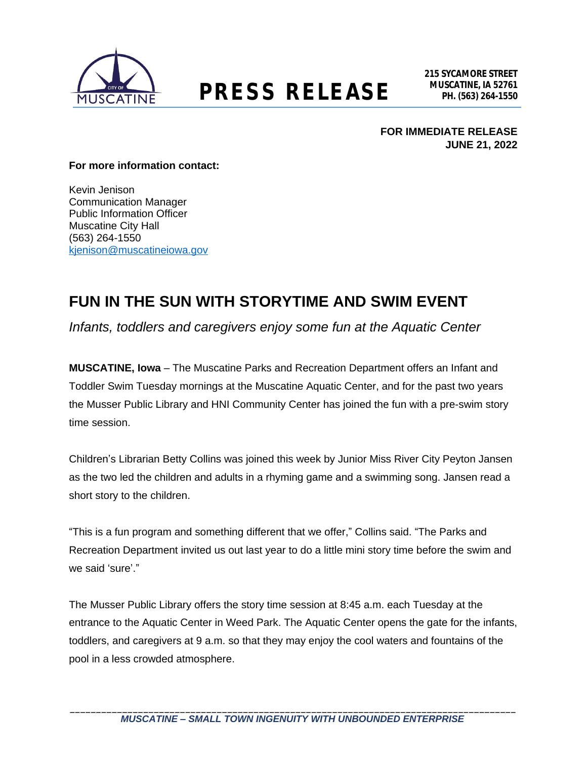# PRESS RELEASE

215 SYCAMORE STREET
MUSCATINE, IA 52761
PH. (563) 264-1550

**FOR IMMEDIATE RELEASE**
**JUNE 21, 2022**

**For more information contact:**

Kevin Jenison
Communication Manager
Public Information Officer
Muscatine City Hall
(563) 264-1550
kjenison@muscatineiowa.gov

## FUN IN THE SUN WITH STORYTIME AND SWIM EVENT

*Infants, toddlers and caregivers enjoy some fun at the Aquatic Center*

**MUSCATINE, Iowa** – The Muscatine Parks and Recreation Department offers an Infant and Toddler Swim Tuesday mornings at the Muscatine Aquatic Center, and for the past two years the Musser Public Library and HNI Community Center has joined the fun with a pre-swim story time session.

Children's Librarian Betty Collins was joined this week by Junior Miss River City Peyton Jansen as the two led the children and adults in a rhyming game and a swimming song. Jansen read a short story to the children.

"This is a fun program and something different that we offer," Collins said. "The Parks and Recreation Department invited us out last year to do a little mini story time before the swim and we said 'sure'."

The Musser Public Library offers the story time session at 8:45 a.m. each Tuesday at the entrance to the Aquatic Center in Weed Park. The Aquatic Center opens the gate for the infants, toddlers, and caregivers at 9 a.m. so that they may enjoy the cool waters and fountains of the pool in a less crowded atmosphere.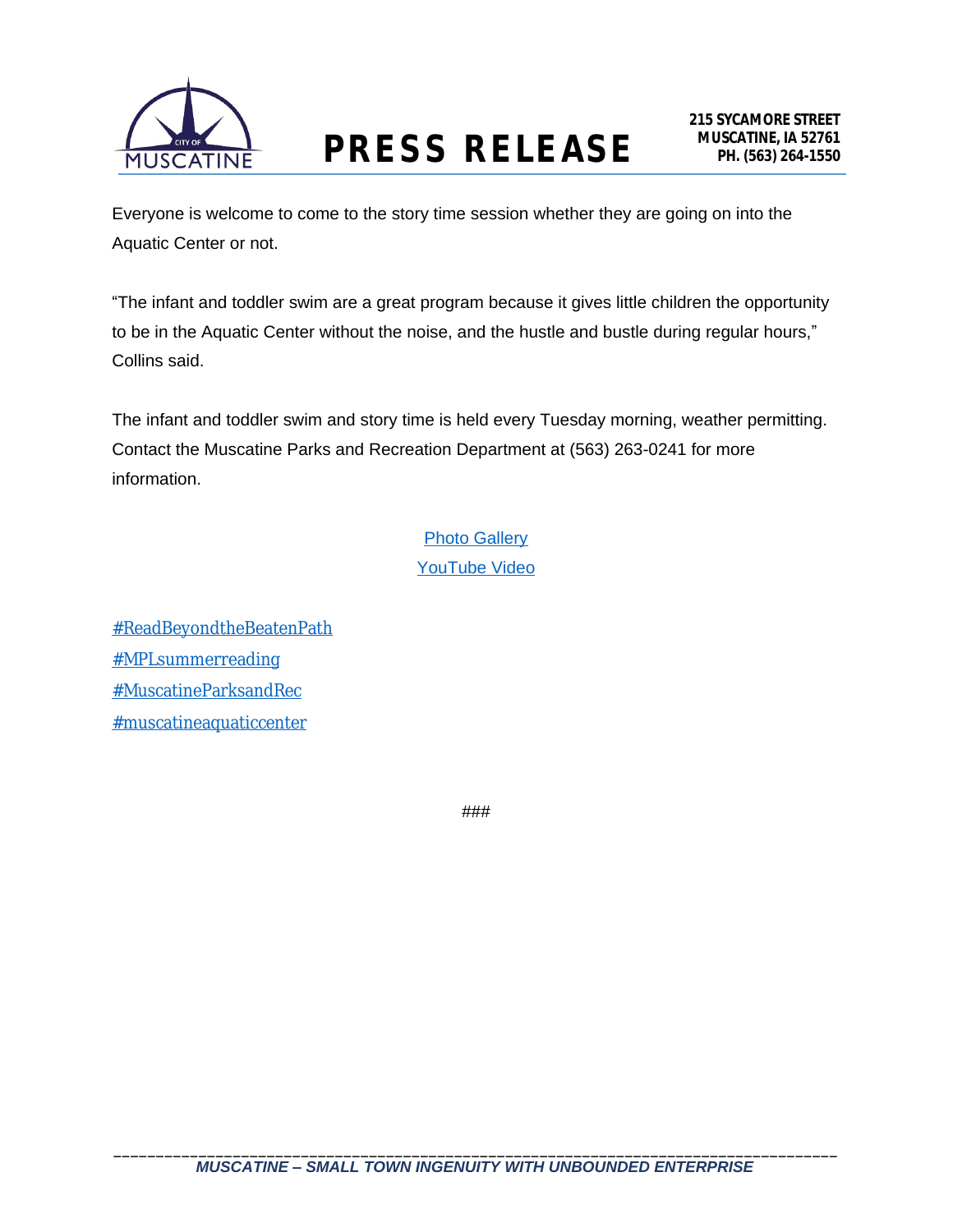Everyone is welcome to come to the story time session whether they are going on into the Aquatic Center or not.

"The infant and toddler swim are a great program because it gives little children the opportunity to be in the Aquatic Center without the noise, and the hustle and bustle during regular hours," Collins said.

The infant and toddler swim and story time is held every Tuesday morning, weather permitting. Contact the Muscatine Parks and Recreation Department at (563) 263-0241 for more information.

Photo Gallery
YouTube Video

#ReadBeyondtheBeatenPath
#MPLsummerreading
#MuscatineParksandRec
#muscatineaquaticcenter

###